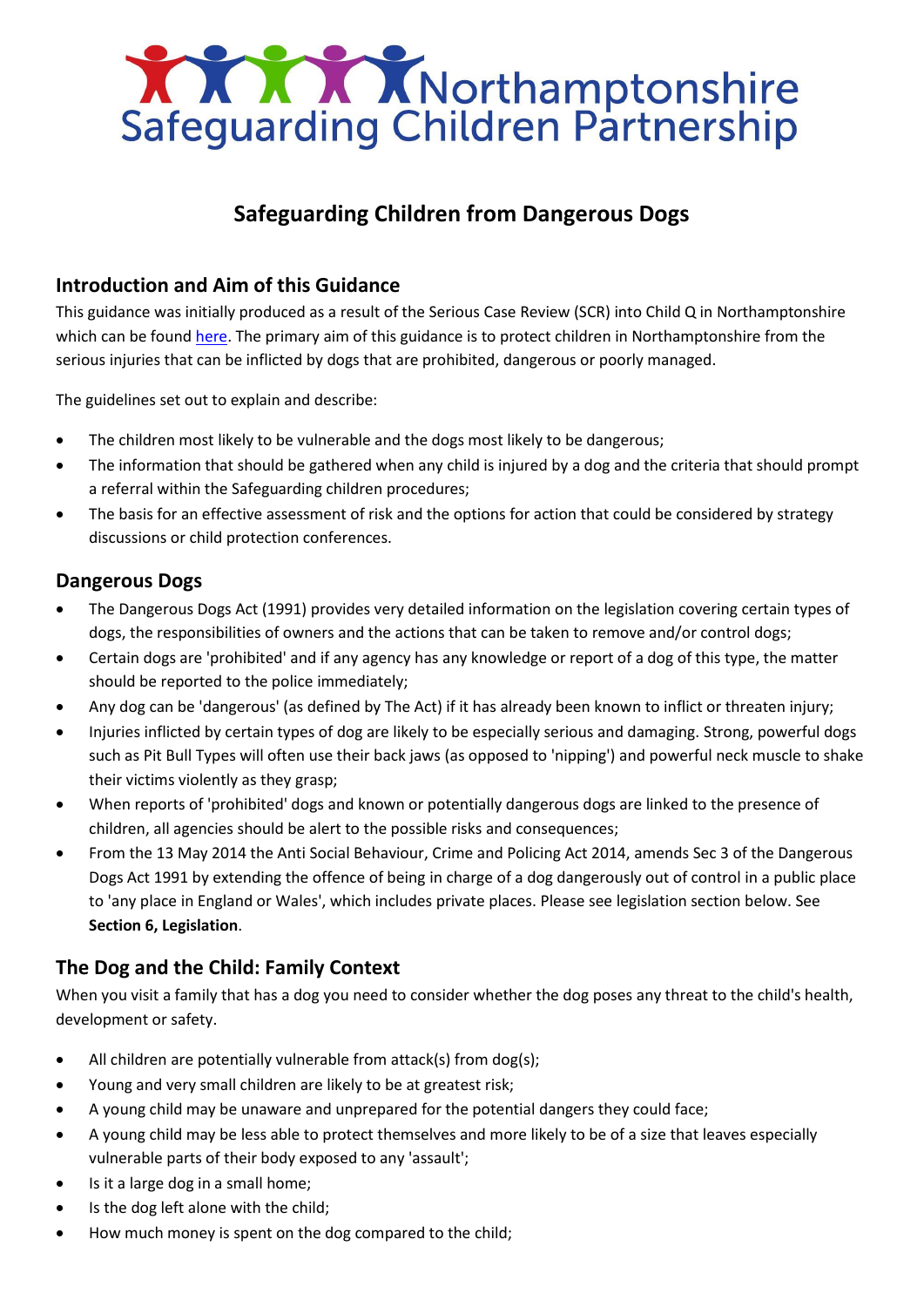# Northamptonshire Safeguarding Children Partnership

## Safeguarding Children from Dangerous Dogs

### Introduction and Aim of this Guidance

This guidance was initially produced as a result of the Serious Case Review (SCR) into Child Q in Northamptonshire which can be found here. The primary aim of this guidance is to protect children in Northamptonshire from the serious injuries that can be inflicted by dogs that are prohibited, dangerous or poorly managed.

The guidelines set out to explain and describe:

- The children most likely to be vulnerable and the dogs most likely to be dangerous;
- The information that should be gathered when any child is injured by a dog and the criteria that should prompt a referral within the Safeguarding children procedures;
- The basis for an effective assessment of risk and the options for action that could be considered by strategy discussions or child protection conferences.

### Dangerous Dogs

- The Dangerous Dogs Act (1991) provides very detailed information on the legislation covering certain types of dogs, the responsibilities of owners and the actions that can be taken to remove and/or control dogs;
- Certain dogs are 'prohibited' and if any agency has any knowledge or report of a dog of this type, the matter should be reported to the police immediately;
- Any dog can be 'dangerous' (as defined by The Act) if it has already been known to inflict or threaten injury;
- Injuries inflicted by certain types of dog are likely to be especially serious and damaging. Strong, powerful dogs such as Pit Bull Types will often use their back jaws (as opposed to 'nipping') and powerful neck muscle to shake their victims violently as they grasp;
- When reports of 'prohibited' dogs and known or potentially dangerous dogs are linked to the presence of children, all agencies should be alert to the possible risks and consequences;
- From the 13 May 2014 the Anti Social Behaviour, Crime and Policing Act 2014, amends Sec 3 of the Dangerous Dogs Act 1991 by extending the offence of being in charge of a dog dangerously out of control in a public place to 'any place in England or Wales', which includes private places. Please see legislation section below. See **Section 6, Legislation**.

### The Dog and the Child: Family Context

When you visit a family that has a dog you need to consider whether the dog poses any threat to the child's health, development or safety.

- All children are potentially vulnerable from attack(s) from dog(s);
- Young and very small children are likely to be at greatest risk;
- A young child may be unaware and unprepared for the potential dangers they could face;
- A young child may be less able to protect themselves and more likely to be of a size that leaves especially vulnerable parts of their body exposed to any 'assault';
- Is it a large dog in a small home;
- Is the dog left alone with the child;
- How much money is spent on the dog compared to the child;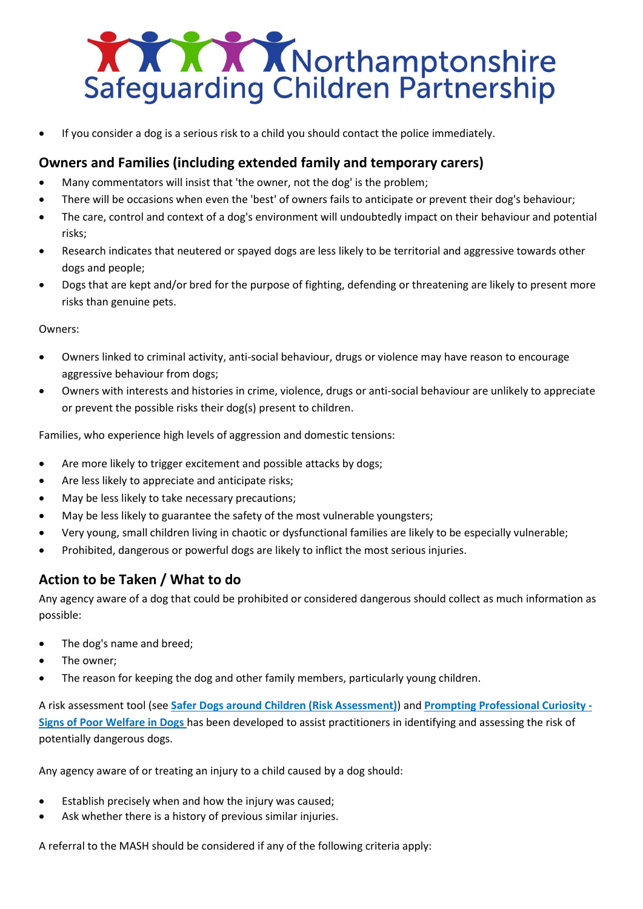- If you consider a dog is a serious risk to a child you should contact the police immediately.

## Owners and Families (including extended family and temporary carers)

- Many commentators will insist that 'the owner, not the dog' is the problem;
- There will be occasions when even the 'best' of owners fails to anticipate or prevent their dog's behaviour;
- The care, control and context of a dog's environment will undoubtedly impact on their behaviour and potential risks;
- Research indicates that neutered or spayed dogs are less likely to be territorial and aggressive towards other dogs and people;
- Dogs that are kept and/or bred for the purpose of fighting, defending or threatening are likely to present more risks than genuine pets.

Owners:

- Owners linked to criminal activity, anti-social behaviour, drugs or violence may have reason to encourage aggressive behaviour from dogs;
- Owners with interests and histories in crime, violence, drugs or anti-social behaviour are unlikely to appreciate or prevent the possible risks their dog(s) present to children.

Families, who experience high levels of aggression and domestic tensions:

- Are more likely to trigger excitement and possible attacks by dogs;
- Are less likely to appreciate and anticipate risks;
- May be less likely to take necessary precautions;
- May be less likely to guarantee the safety of the most vulnerable youngsters;
- Very young, small children living in chaotic or dysfunctional families are likely to be especially vulnerable;
- Prohibited, dangerous or powerful dogs are likely to inflict the most serious injuries.

## Action to be Taken / What to do

Any agency aware of a dog that could be prohibited or considered dangerous should collect as much information as possible:

- The dog's name and breed;
- The owner;
- The reason for keeping the dog and other family members, particularly young children.

A risk assessment tool (see **Safer Dogs around Children (Risk Assessment)**) and **Prompting Professional Curiosity - Signs of Poor Welfare in Dogs** has been developed to assist practitioners in identifying and assessing the risk of potentially dangerous dogs.

Any agency aware of or treating an injury to a child caused by a dog should:

- Establish precisely when and how the injury was caused;
- Ask whether there is a history of previous similar injuries.

A referral to the MASH should be considered if any of the following criteria apply: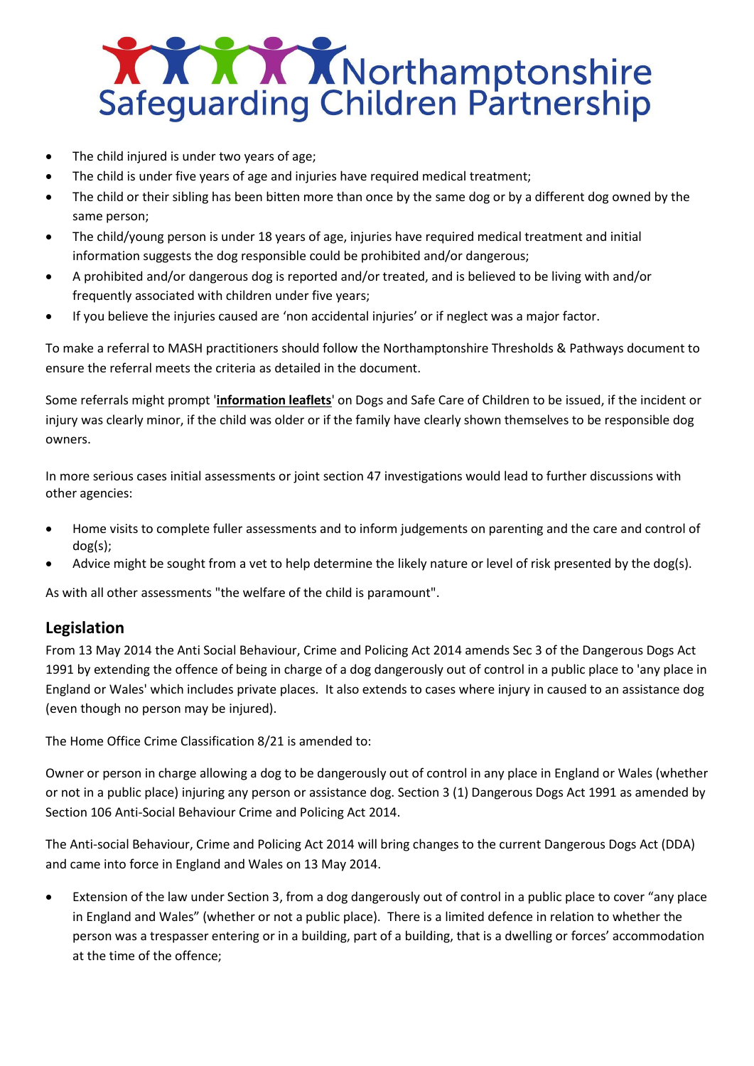- The child injured is under two years of age;
- The child is under five years of age and injuries have required medical treatment;
- The child or their sibling has been bitten more than once by the same dog or by a different dog owned by the same person;
- The child/young person is under 18 years of age, injuries have required medical treatment and initial information suggests the dog responsible could be prohibited and/or dangerous;
- A prohibited and/or dangerous dog is reported and/or treated, and is believed to be living with and/or frequently associated with children under five years;
- If you believe the injuries caused are 'non accidental injuries' or if neglect was a major factor.

To make a referral to MASH practitioners should follow the Northamptonshire Thresholds & Pathways document to ensure the referral meets the criteria as detailed in the document.

Some referrals might prompt '**information leaflets**' on Dogs and Safe Care of Children to be issued, if the incident or injury was clearly minor, if the child was older or if the family have clearly shown themselves to be responsible dog owners.

In more serious cases initial assessments or joint section 47 investigations would lead to further discussions with other agencies:

- Home visits to complete fuller assessments and to inform judgements on parenting and the care and control of dog(s);
- Advice might be sought from a vet to help determine the likely nature or level of risk presented by the dog(s).

As with all other assessments "the welfare of the child is paramount".

## Legislation

From 13 May 2014 the Anti Social Behaviour, Crime and Policing Act 2014 amends Sec 3 of the Dangerous Dogs Act 1991 by extending the offence of being in charge of a dog dangerously out of control in a public place to 'any place in England or Wales' which includes private places. It also extends to cases where injury in caused to an assistance dog (even though no person may be injured).

The Home Office Crime Classification 8/21 is amended to:

Owner or person in charge allowing a dog to be dangerously out of control in any place in England or Wales (whether or not in a public place) injuring any person or assistance dog. Section 3 (1) Dangerous Dogs Act 1991 as amended by Section 106 Anti-Social Behaviour Crime and Policing Act 2014.

The Anti-social Behaviour, Crime and Policing Act 2014 will bring changes to the current Dangerous Dogs Act (DDA) and came into force in England and Wales on 13 May 2014.

- Extension of the law under Section 3, from a dog dangerously out of control in a public place to cover "any place in England and Wales" (whether or not a public place). There is a limited defence in relation to whether the person was a trespasser entering or in a building, part of a building, that is a dwelling or forces' accommodation at the time of the offence;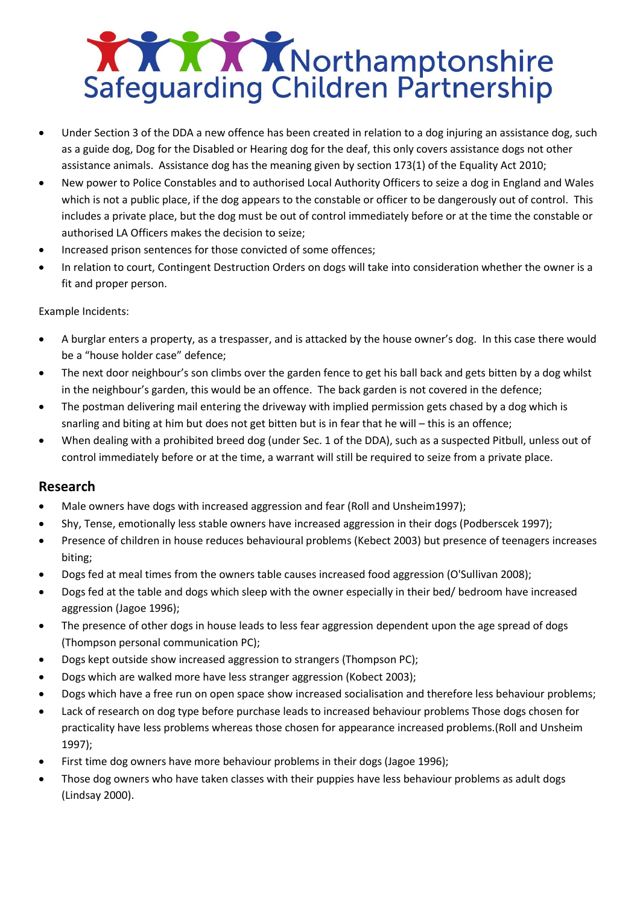- Under Section 3 of the DDA a new offence has been created in relation to a dog injuring an assistance dog, such as a guide dog, Dog for the Disabled or Hearing dog for the deaf, this only covers assistance dogs not other assistance animals. Assistance dog has the meaning given by section 173(1) of the Equality Act 2010;
- New power to Police Constables and to authorised Local Authority Officers to seize a dog in England and Wales which is not a public place, if the dog appears to the constable or officer to be dangerously out of control. This includes a private place, but the dog must be out of control immediately before or at the time the constable or authorised LA Officers makes the decision to seize;
- Increased prison sentences for those convicted of some offences;
- In relation to court, Contingent Destruction Orders on dogs will take into consideration whether the owner is a fit and proper person.

Example Incidents:

- A burglar enters a property, as a trespasser, and is attacked by the house owner's dog. In this case there would be a "house holder case" defence;
- The next door neighbour's son climbs over the garden fence to get his ball back and gets bitten by a dog whilst in the neighbour's garden, this would be an offence. The back garden is not covered in the defence;
- The postman delivering mail entering the driveway with implied permission gets chased by a dog which is snarling and biting at him but does not get bitten but is in fear that he will – this is an offence;
- When dealing with a prohibited breed dog (under Sec. 1 of the DDA), such as a suspected Pitbull, unless out of control immediately before or at the time, a warrant will still be required to seize from a private place.

## Research

- Male owners have dogs with increased aggression and fear (Roll and Unsheim1997);
- Shy, Tense, emotionally less stable owners have increased aggression in their dogs (Podberscek 1997);
- Presence of children in house reduces behavioural problems (Kebect 2003) but presence of teenagers increases biting;
- Dogs fed at meal times from the owners table causes increased food aggression (O'Sullivan 2008);
- Dogs fed at the table and dogs which sleep with the owner especially in their bed/ bedroom have increased aggression (Jagoe 1996);
- The presence of other dogs in house leads to less fear aggression dependent upon the age spread of dogs (Thompson personal communication PC);
- Dogs kept outside show increased aggression to strangers (Thompson PC);
- Dogs which are walked more have less stranger aggression (Kobect 2003);
- Dogs which have a free run on open space show increased socialisation and therefore less behaviour problems;
- Lack of research on dog type before purchase leads to increased behaviour problems Those dogs chosen for practicality have less problems whereas those chosen for appearance increased problems.(Roll and Unsheim 1997);
- First time dog owners have more behaviour problems in their dogs (Jagoe 1996);
- Those dog owners who have taken classes with their puppies have less behaviour problems as adult dogs (Lindsay 2000).